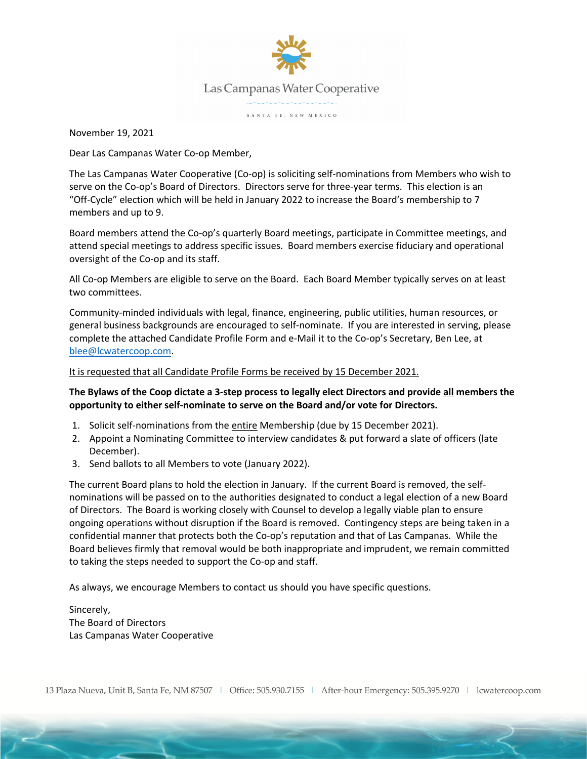Las Campanas Water Cooperative

SANTA FE, NEW MEXICO

November 19, 2021

Dear Las Campanas Water Co-op Member,

The Las Campanas Water Cooperative (Co-op) is soliciting self-nominations from Members who wish to serve on the Co-op's Board of Directors. Directors serve for three-year terms. This election is an "Off-Cycle" election which will be held in January 2022 to increase the Board's membership to 7 members and up to 9.

Board members attend the Co-op's quarterly Board meetings, participate in Committee meetings, and attend special meetings to address specific issues. Board members exercise fiduciary and operational oversight of the Co-op and its staff.

All Co-op Members are eligible to serve on the Board. Each Board Member typically serves on at least two committees.

Community-minded individuals with legal, finance, engineering, public utilities, human resources, or general business backgrounds are encouraged to self-nominate. If you are interested in serving, please complete the attached Candidate Profile Form and e-Mail it to the Co-op's Secretary, Ben Lee, at blee@lcwatercoop.com.

<u>It is requested that all Candidate Profile Forms be received by 15 December 2021.</u>

**The Bylaws of the Coop dictate a 3-step process to legally elect Directors and provide <u>all</u> members the opportunity to either self-nominate to serve on the Board and/or vote for Directors.**

1. Solicit self-nominations from the <u>entire</u> Membership (due by 15 December 2021).
2. Appoint a Nominating Committee to interview candidates & put forward a slate of officers (late December).
3. Send ballots to all Members to vote (January 2022).

The current Board plans to hold the election in January. If the current Board is removed, the self-nominations will be passed on to the authorities designated to conduct a legal election of a new Board of Directors. The Board is working closely with Counsel to develop a legally viable plan to ensure ongoing operations without disruption if the Board is removed. Contingency steps are being taken in a confidential manner that protects both the Co-op's reputation and that of Las Campanas. While the Board believes firmly that removal would be both inappropriate and imprudent, we remain committed to taking the steps needed to support the Co-op and staff.

As always, we encourage Members to contact us should you have specific questions.

Sincerely,  
The Board of Directors  
Las Campanas Water Cooperative

13 Plaza Nueva, Unit B, Santa Fe, NM 87507 | Office: 505.930.7155 | After-hour Emergency: 505.395.9270 | lcwatercoop.com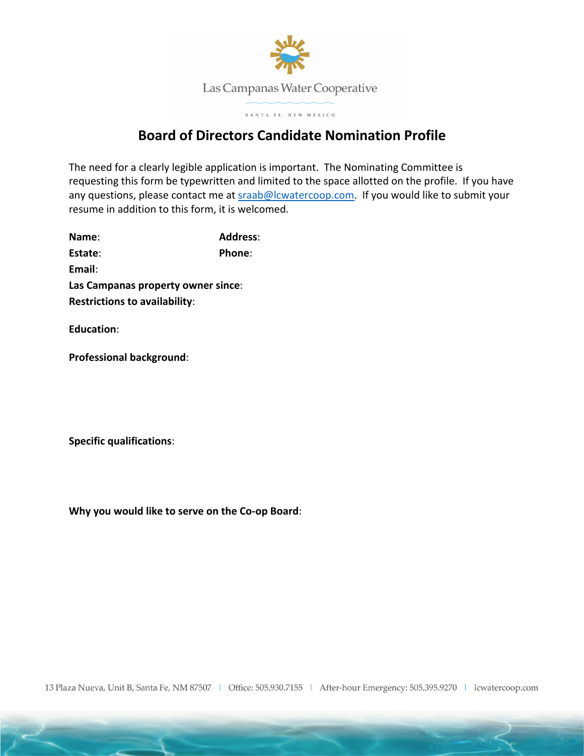Las Campanas Water Cooperative

SANTA FE, NEW MEXICO

# Board of Directors Candidate Nomination Profile

The need for a clearly legible application is important. The Nominating Committee is requesting this form be typewritten and limited to the space allotted on the profile. If you have any questions, please contact me at sraab@lcwatercoop.com. If you would like to submit your resume in addition to this form, it is welcomed.

**Name**: **Address**:

**Estate**: **Phone**:

**Email**:

**Las Campanas property owner since**:

**Restrictions to availability**:

**Education**:

**Professional background**:

**Specific qualifications**:

**Why you would like to serve on the Co-op Board**:

13 Plaza Nueva, Unit B, Santa Fe, NM 87507 | Office: 505.930.7155 | After-hour Emergency: 505.395.9270 | lcwatercoop.com